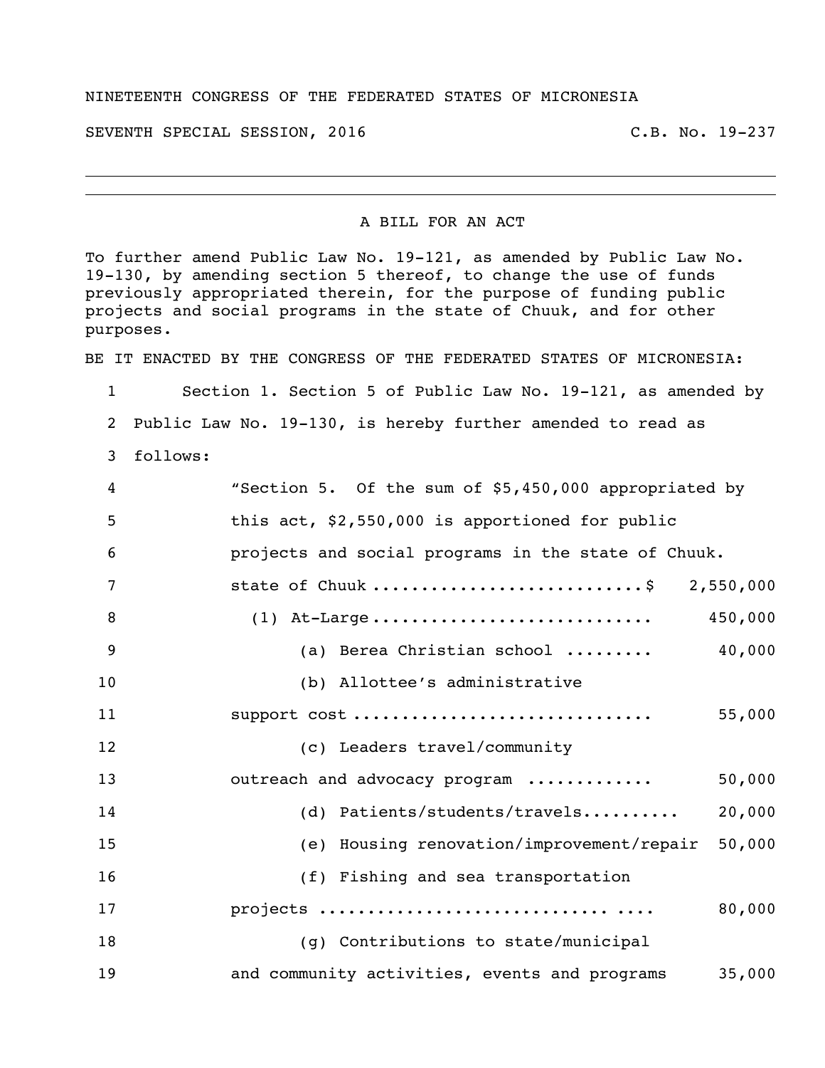NINETEENTH CONGRESS OF THE FEDERATED STATES OF MICRONESIA

SEVENTH SPECIAL SESSION, 2016 C.B. No. 19-237

# A BILL FOR AN ACT

To further amend Public Law No. 19-121, as amended by Public Law No. 19-130, by amending section 5 thereof, to change the use of funds previously appropriated therein, for the purpose of funding public projects and social programs in the state of Chuuk, and for other purposes.

BE IT ENACTED BY THE CONGRESS OF THE FEDERATED STATES OF MICRONESIA:

1 Section 1. Section 5 of Public Law No. 19-121, as amended by
2 Public Law No. 19-130, is hereby further amended to read as
3 follows:

4 "Section 5. Of the sum of $5,450,000 appropriated by
5 this act, $2,550,000 is apportioned for public
6 projects and social programs in the state of Chuuk.

7 state of Chuuk ............................$ 2,550,000
8 (1) At-Large ............................ 450,000
9 (a) Berea Christian school ......... 40,000
10 (b) Allottee's administrative
11 support cost .............................. 55,000
12 (c) Leaders travel/community
13 outreach and advocacy program ............ 50,000
14 (d) Patients/students/travels.......... 20,000
15 (e) Housing renovation/improvement/repair 50,000
16 (f) Fishing and sea transportation
17 projects .............................. .... 80,000
18 (g) Contributions to state/municipal
19 and community activities, events and programs 35,000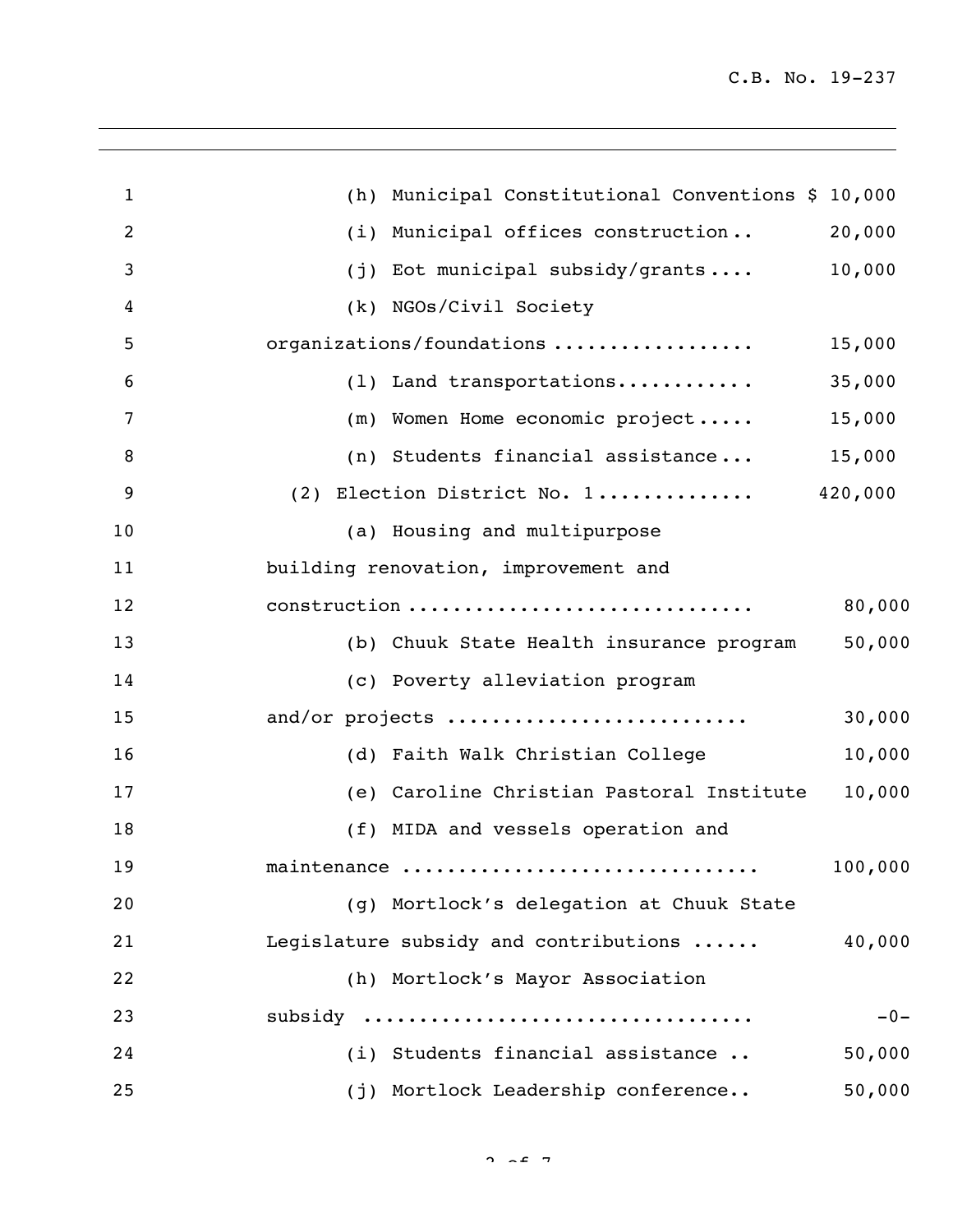(h) Municipal Constitutional Conventions $ 10,000

(i) Municipal offices construction.. 20,000

(j) Eot municipal subsidy/grants.... 10,000

(k) NGOs/Civil Society organizations/foundations ................. 15,000

(l) Land transportations............ 35,000

(m) Women Home economic project..... 15,000

(n) Students financial assistance... 15,000

(2) Election District No. 1............. 420,000

(a) Housing and multipurpose building renovation, improvement and construction ............................. 80,000

(b) Chuuk State Health insurance program 50,000

(c) Poverty alleviation program and/or projects .......................... 30,000

(d) Faith Walk Christian College 10,000

(e) Caroline Christian Pastoral Institute 10,000

(f) MIDA and vessels operation and maintenance .............................. 100,000

(g) Mortlock's delegation at Chuuk State Legislature subsidy and contributions ...... 40,000

(h) Mortlock's Mayor Association subsidy ................................. -0-

(i) Students financial assistance .. 50,000

(j) Mortlock Leadership conference.. 50,000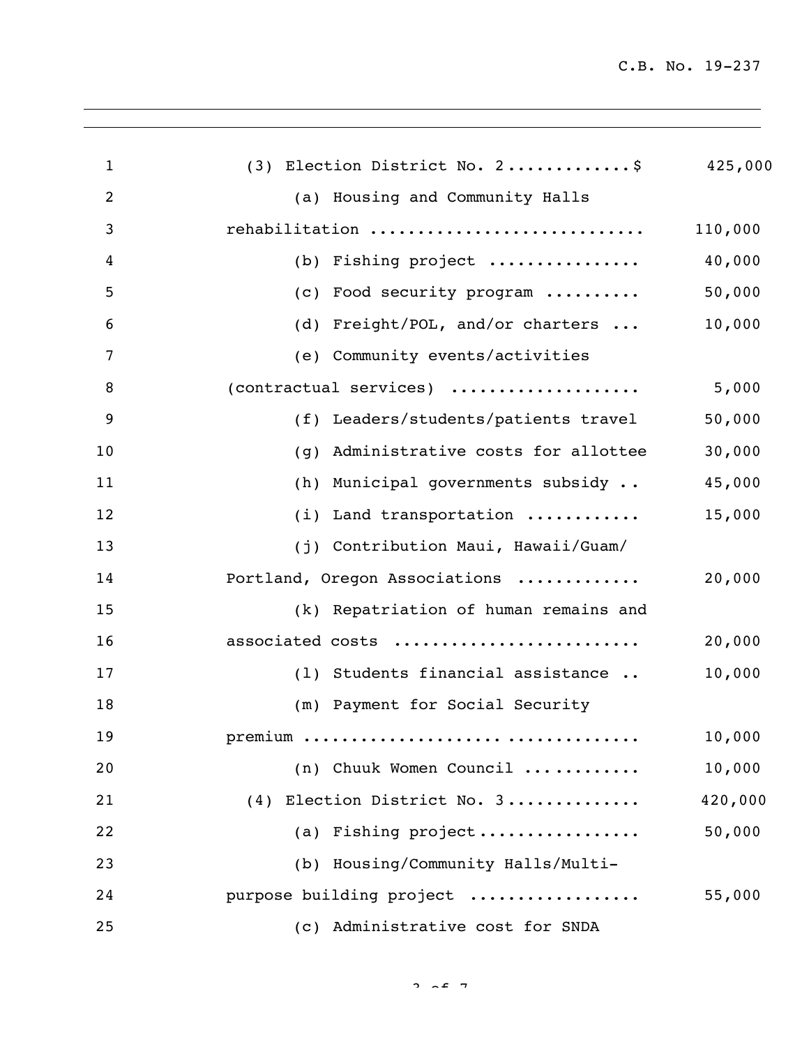(3) Election District No. 2............$ 425,000

(a) Housing and Community Halls rehabilitation ........................... 110,000

(b) Fishing project ............... 40,000

(c) Food security program .......... 50,000

(d) Freight/POL, and/or charters ... 10,000

(e) Community events/activities (contractual services) ................... 5,000

(f) Leaders/students/patients travel 50,000

(g) Administrative costs for allottee 30,000

(h) Municipal governments subsidy .. 45,000

(i) Land transportation ........... 15,000

(j) Contribution Maui, Hawaii/Guam/ Portland, Oregon Associations ............ 20,000

(k) Repatriation of human remains and associated costs ......................... 20,000

(l) Students financial assistance .. 10,000

(m) Payment for Social Security premium ................................ 10,000

(n) Chuuk Women Council ........... 10,000

(4) Election District No. 3............. 420,000

(a) Fishing project................ 50,000

(b) Housing/Community Halls/Multi-purpose building project ................. 55,000

(c) Administrative cost for SNDA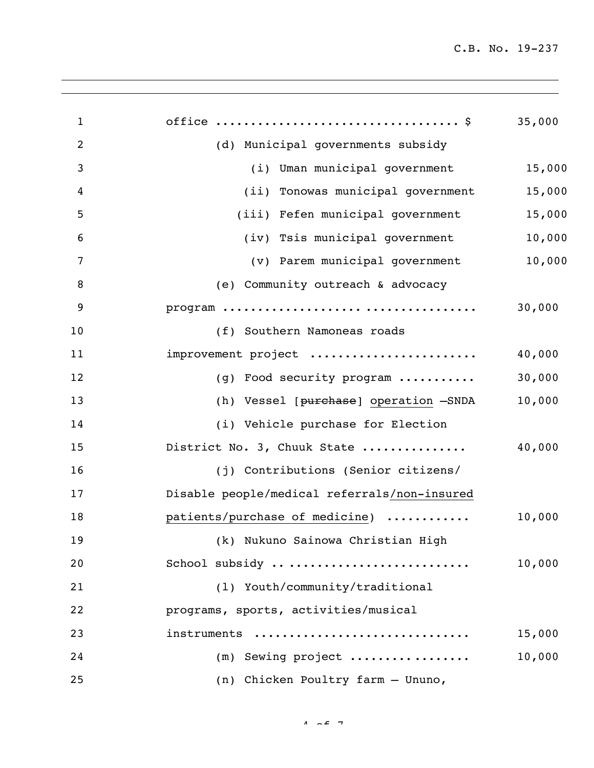office .................................. $ 35,000

(d) Municipal governments subsidy

(i) Uman municipal government 15,000

(ii) Tonowas municipal government 15,000

(iii) Fefen municipal government 15,000

(iv) Tsis municipal government 10,000

(v) Parem municipal government 10,000

(e) Community outreach & advocacy program .................................. 30,000

(f) Southern Namoneas roads improvement project ....................... 40,000

(g) Food security program ........... 30,000

(h) Vessel [~~purchase~~] <u>operation</u> –SNDA 10,000

(i) Vehicle purchase for Election District No. 3, Chuuk State .............. 40,000

(j) Contributions (Senior citizens/ Disable people/medical referrals<u>/non-insured patients/purchase of medicine</u>) ........... 10,000

(k) Nukuno Sainowa Christian High School subsidy .......................... 10,000

(l) Youth/community/traditional programs, sports, activities/musical instruments ............................. 15,000

(m) Sewing project ................ 10,000

(n) Chicken Poultry farm – Ununo,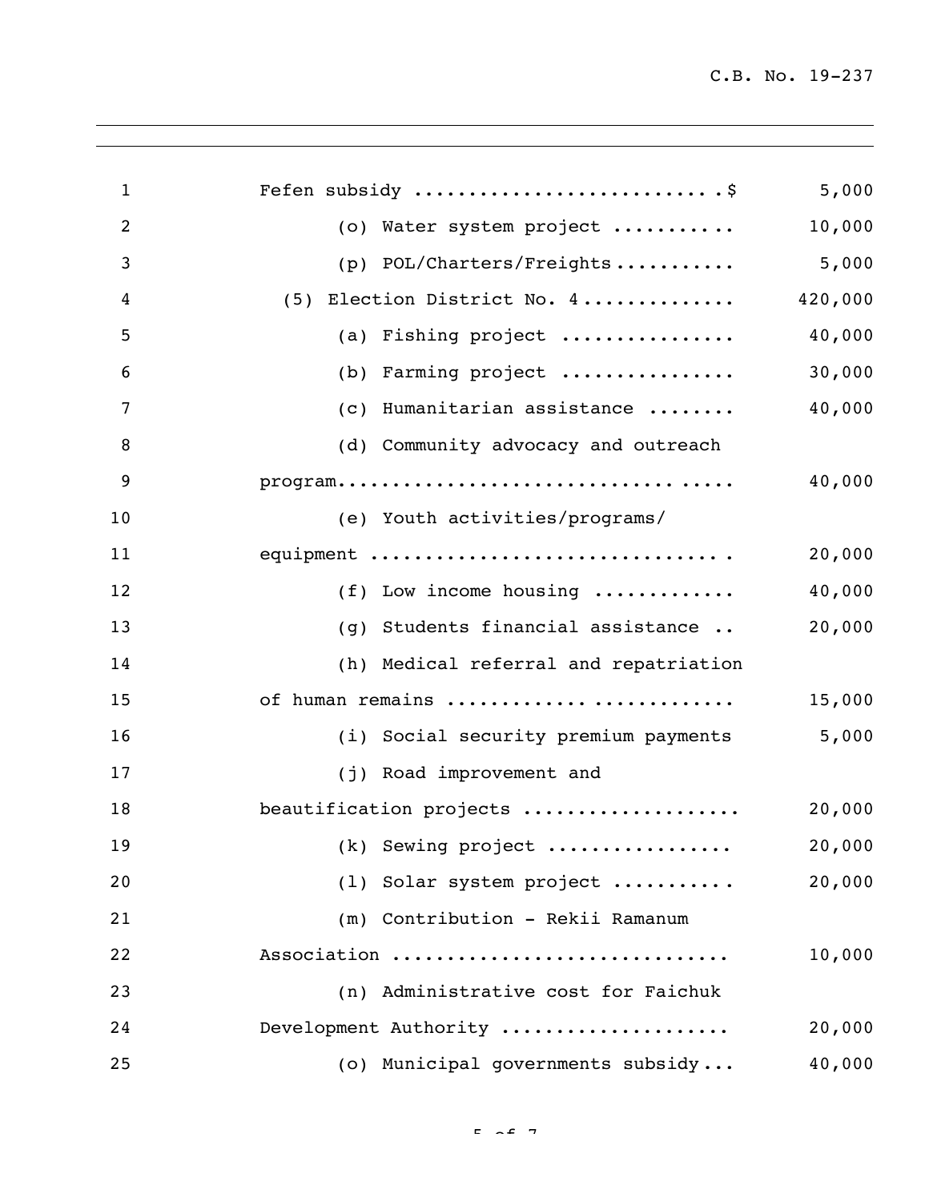Fefen subsidy ..........................$ 5,000

(o) Water system project .......... 10,000

(p) POL/Charters/Freights.......... 5,000

(5) Election District No. 4............. 420,000

(a) Fishing project ............... 40,000

(b) Farming project ............... 30,000

(c) Humanitarian assistance ........ 40,000

(d) Community advocacy and outreach program.................................. 40,000

(e) Youth activities/programs/ equipment ............................... 20,000

(f) Low income housing ............ 40,000

(g) Students financial assistance .. 20,000

(h) Medical referral and repatriation of human remains ......................... 15,000

(i) Social security premium payments 5,000

(j) Road improvement and beautification projects ................... 20,000

(k) Sewing project ................ 20,000

(l) Solar system project .......... 20,000

(m) Contribution - Rekii Ramanum Association ............................. 10,000

(n) Administrative cost for Faichuk Development Authority ................... 20,000

(o) Municipal governments subsidy... 40,000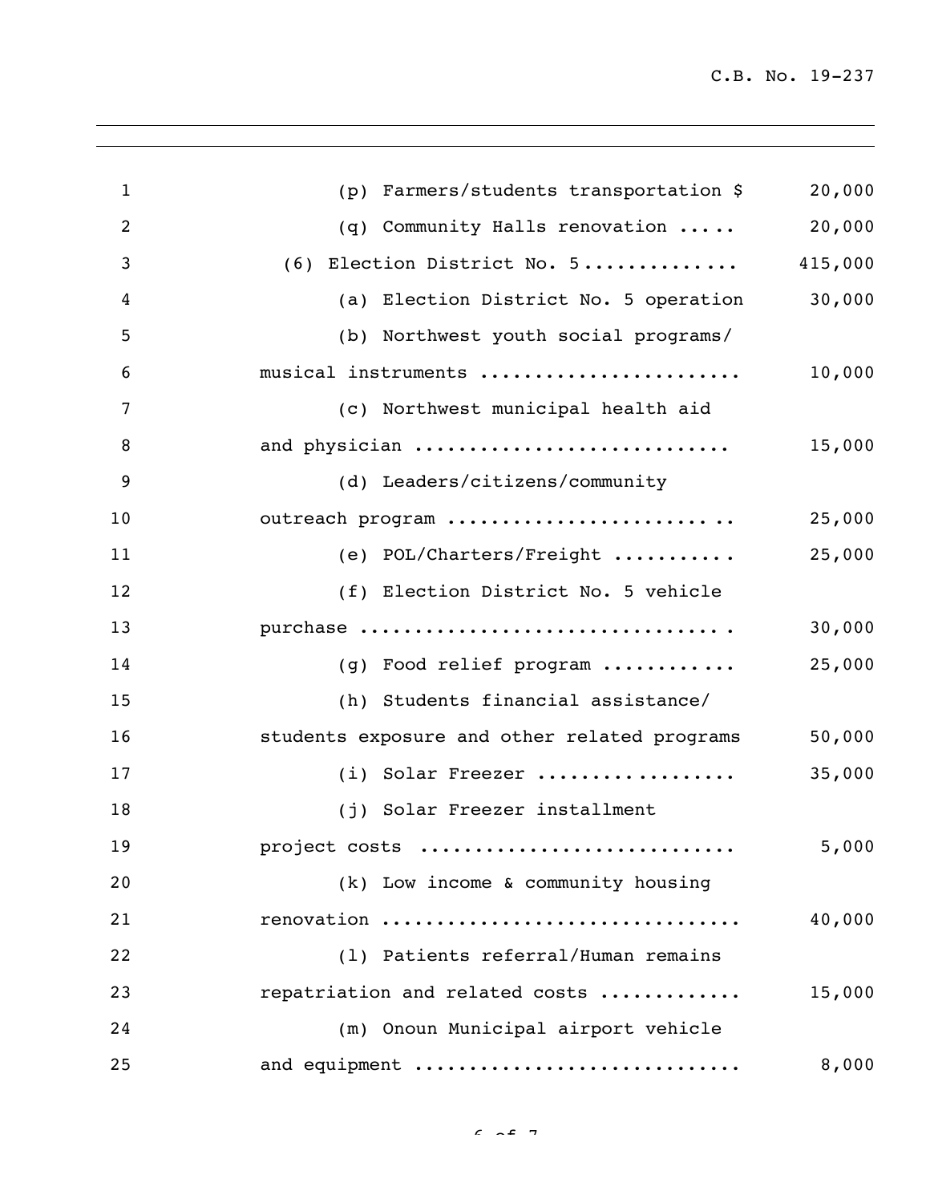| | | |
|---|---|---|
| 1 | (p) Farmers/students transportation $ | 20,000 |
| 2 | (q) Community Halls renovation ..... | 20,000 |
| 3 | (6) Election District No. 5............. | 415,000 |
| 4 | (a) Election District No. 5 operation | 30,000 |
| 5 | (b) Northwest youth social programs/ | |
| 6 | musical instruments ....................... | 10,000 |
| 7 | (c) Northwest municipal health aid | |
| 8 | and physician ............................ | 15,000 |
| 9 | (d) Leaders/citizens/community | |
| 10 | outreach program ....................... .. | 25,000 |
| 11 | (e) POL/Charters/Freight ........... | 25,000 |
| 12 | (f) Election District No. 5 vehicle | |
| 13 | purchase ................................ . | 30,000 |
| 14 | (g) Food relief program ............ | 25,000 |
| 15 | (h) Students financial assistance/ | |
| 16 | students exposure and other related programs | 50,000 |
| 17 | (i) Solar Freezer .................. | 35,000 |
| 18 | (j) Solar Freezer installment | |
| 19 | project costs ............................ | 5,000 |
| 20 | (k) Low income & community housing | |
| 21 | renovation ................................ | 40,000 |
| 22 | (l) Patients referral/Human remains | |
| 23 | repatriation and related costs ............ | 15,000 |
| 24 | (m) Onoun Municipal airport vehicle | |
| 25 | and equipment ............................ | 8,000 |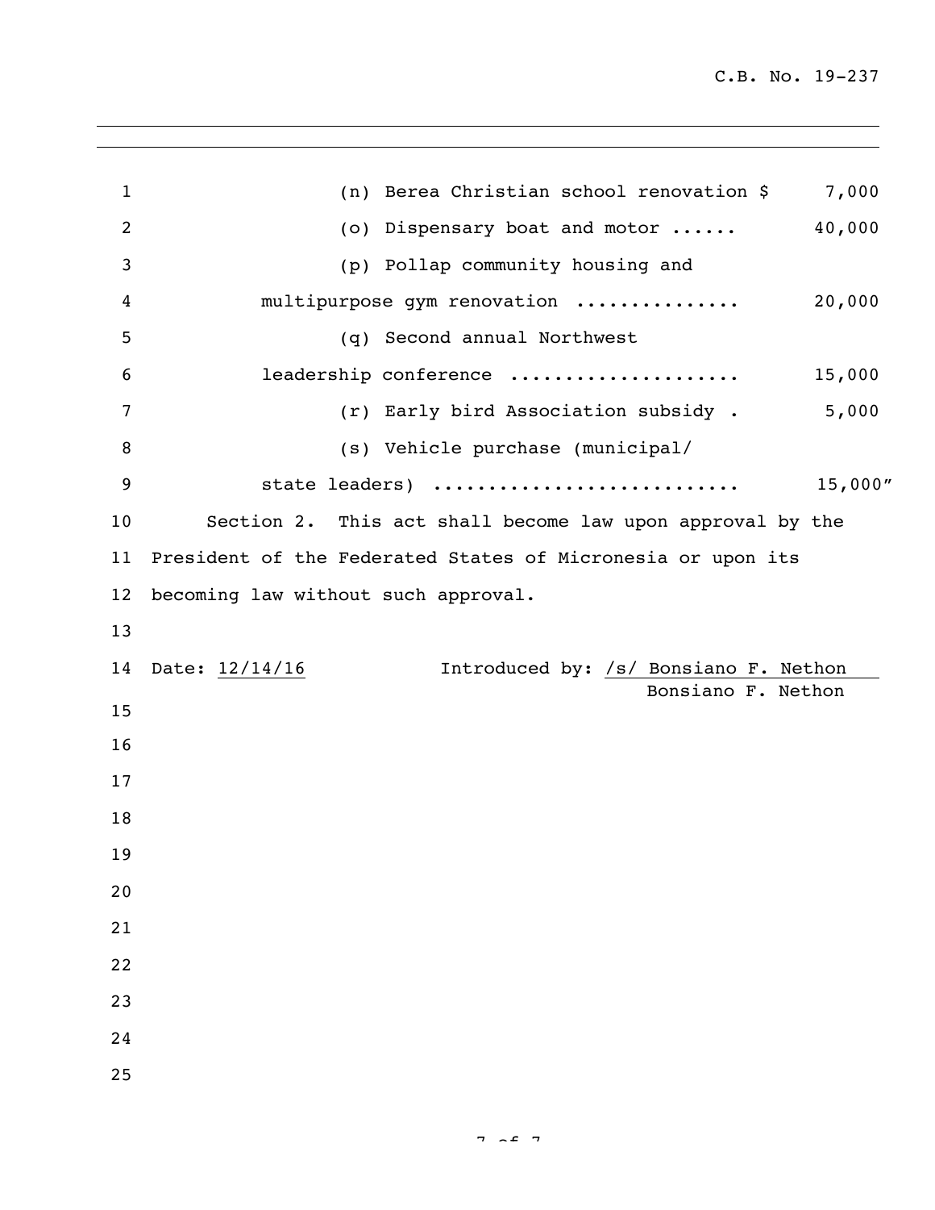(n) Berea Christian school renovation $ 7,000

(o) Dispensary boat and motor ...... 40,000

(p) Pollap community housing and multipurpose gym renovation ............... 20,000

(q) Second annual Northwest leadership conference .................... 15,000

(r) Early bird Association subsidy . 5,000

(s) Vehicle purchase (municipal/ state leaders) .......................... 15,000"

Section 2. This act shall become law upon approval by the President of the Federated States of Micronesia or upon its becoming law without such approval.

Date: 12/14/16

Introduced by: /s/ Bonsiano F. Nethon
Bonsiano F. Nethon